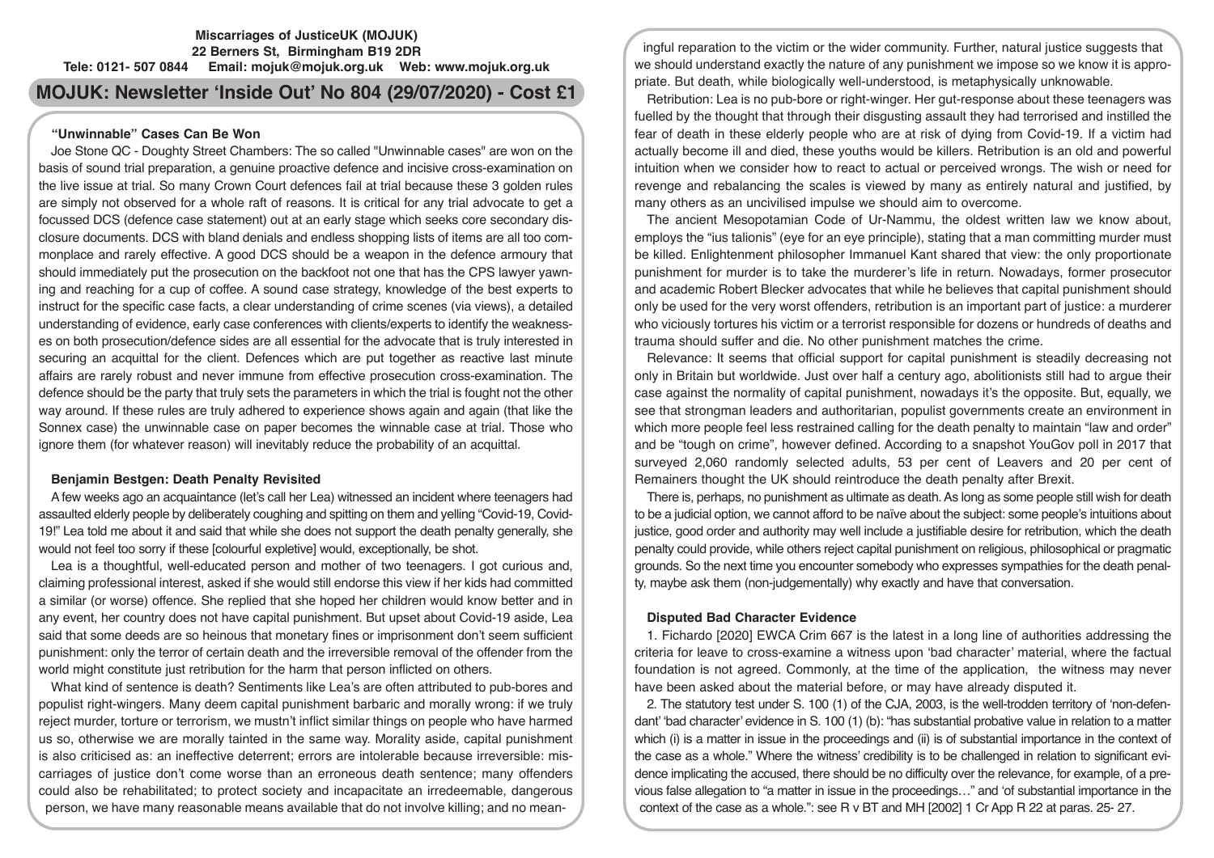**Miscarriages of JusticeUK (MOJUK)**
**22 Berners St, Birmingham B19 2DR**
**Tele: 0121- 507 0844 Email: mojuk@mojuk.org.uk Web: www.mojuk.org.uk**

# MOJUK: Newsletter 'Inside Out' No 804 (29/07/2020) - Cost £1

## "Unwinnable" Cases Can Be Won

Joe Stone QC - Doughty Street Chambers: The so called "Unwinnable cases" are won on the basis of sound trial preparation, a genuine proactive defence and incisive cross-examination on the live issue at trial. So many Crown Court defences fail at trial because these 3 golden rules are simply not observed for a whole raft of reasons. It is critical for any trial advocate to get a focussed DCS (defence case statement) out at an early stage which seeks core secondary disclosure documents. DCS with bland denials and endless shopping lists of items are all too commonplace and rarely effective. A good DCS should be a weapon in the defence armoury that should immediately put the prosecution on the backfoot not one that has the CPS lawyer yawning and reaching for a cup of coffee. A sound case strategy, knowledge of the best experts to instruct for the specific case facts, a clear understanding of crime scenes (via views), a detailed understanding of evidence, early case conferences with clients/experts to identify the weaknesses on both prosecution/defence sides are all essential for the advocate that is truly interested in securing an acquittal for the client. Defences which are put together as reactive last minute affairs are rarely robust and never immune from effective prosecution cross-examination. The defence should be the party that truly sets the parameters in which the trial is fought not the other way around. If these rules are truly adhered to experience shows again and again (that like the Sonnex case) the unwinnable case on paper becomes the winnable case at trial. Those who ignore them (for whatever reason) will inevitably reduce the probability of an acquittal.

## Benjamin Bestgen: Death Penalty Revisited

A few weeks ago an acquaintance (let's call her Lea) witnessed an incident where teenagers had assaulted elderly people by deliberately coughing and spitting on them and yelling "Covid-19, Covid-19!" Lea told me about it and said that while she does not support the death penalty generally, she would not feel too sorry if these [colourful expletive] would, exceptionally, be shot.

Lea is a thoughtful, well-educated person and mother of two teenagers. I got curious and, claiming professional interest, asked if she would still endorse this view if her kids had committed a similar (or worse) offence. She replied that she hoped her children would know better and in any event, her country does not have capital punishment. But upset about Covid-19 aside, Lea said that some deeds are so heinous that monetary fines or imprisonment don't seem sufficient punishment: only the terror of certain death and the irreversible removal of the offender from the world might constitute just retribution for the harm that person inflicted on others.

What kind of sentence is death? Sentiments like Lea's are often attributed to pub-bores and populist right-wingers. Many deem capital punishment barbaric and morally wrong: if we truly reject murder, torture or terrorism, we mustn't inflict similar things on people who have harmed us so, otherwise we are morally tainted in the same way. Morality aside, capital punishment is also criticised as: an ineffective deterrent; errors are intolerable because irreversible: miscarriages of justice don't come worse than an erroneous death sentence; many offenders could also be rehabilitated; to protect society and incapacitate an irredeemable, dangerous person, we have many reasonable means available that do not involve killing; and no meaningful reparation to the victim or the wider community. Further, natural justice suggests that we should understand exactly the nature of any punishment we impose so we know it is appropriate. But death, while biologically well-understood, is metaphysically unknowable.

Retribution: Lea is no pub-bore or right-winger. Her gut-response about these teenagers was fuelled by the thought that through their disgusting assault they had terrorised and instilled the fear of death in these elderly people who are at risk of dying from Covid-19. If a victim had actually become ill and died, these youths would be killers. Retribution is an old and powerful intuition when we consider how to react to actual or perceived wrongs. The wish or need for revenge and rebalancing the scales is viewed by many as entirely natural and justified, by many others as an uncivilised impulse we should aim to overcome.

The ancient Mesopotamian Code of Ur-Nammu, the oldest written law we know about, employs the "ius talionis" (eye for an eye principle), stating that a man committing murder must be killed. Enlightenment philosopher Immanuel Kant shared that view: the only proportionate punishment for murder is to take the murderer's life in return. Nowadays, former prosecutor and academic Robert Blecker advocates that while he believes that capital punishment should only be used for the very worst offenders, retribution is an important part of justice: a murderer who viciously tortures his victim or a terrorist responsible for dozens or hundreds of deaths and trauma should suffer and die. No other punishment matches the crime.

Relevance: It seems that official support for capital punishment is steadily decreasing not only in Britain but worldwide. Just over half a century ago, abolitionists still had to argue their case against the normality of capital punishment, nowadays it's the opposite. But, equally, we see that strongman leaders and authoritarian, populist governments create an environment in which more people feel less restrained calling for the death penalty to maintain "law and order" and be "tough on crime", however defined. According to a snapshot YouGov poll in 2017 that surveyed 2,060 randomly selected adults, 53 per cent of Leavers and 20 per cent of Remainers thought the UK should reintroduce the death penalty after Brexit.

There is, perhaps, no punishment as ultimate as death. As long as some people still wish for death to be a judicial option, we cannot afford to be naïve about the subject: some people's intuitions about justice, good order and authority may well include a justifiable desire for retribution, which the death penalty could provide, while others reject capital punishment on religious, philosophical or pragmatic grounds. So the next time you encounter somebody who expresses sympathies for the death penalty, maybe ask them (non-judgementally) why exactly and have that conversation.

## Disputed Bad Character Evidence

1. Fichardo [2020] EWCA Crim 667 is the latest in a long line of authorities addressing the criteria for leave to cross-examine a witness upon 'bad character' material, where the factual foundation is not agreed. Commonly, at the time of the application, the witness may never have been asked about the material before, or may have already disputed it.

2. The statutory test under S. 100 (1) of the CJA, 2003, is the well-trodden territory of 'non-defendant' 'bad character' evidence in S. 100 (1) (b): "has substantial probative value in relation to a matter which (i) is a matter in issue in the proceedings and (ii) is of substantial importance in the context of the case as a whole." Where the witness' credibility is to be challenged in relation to significant evidence implicating the accused, there should be no difficulty over the relevance, for example, of a previous false allegation to "a matter in issue in the proceedings…" and 'of substantial importance in the context of the case as a whole.": see R v BT and MH [2002] 1 Cr App R 22 at paras. 25- 27.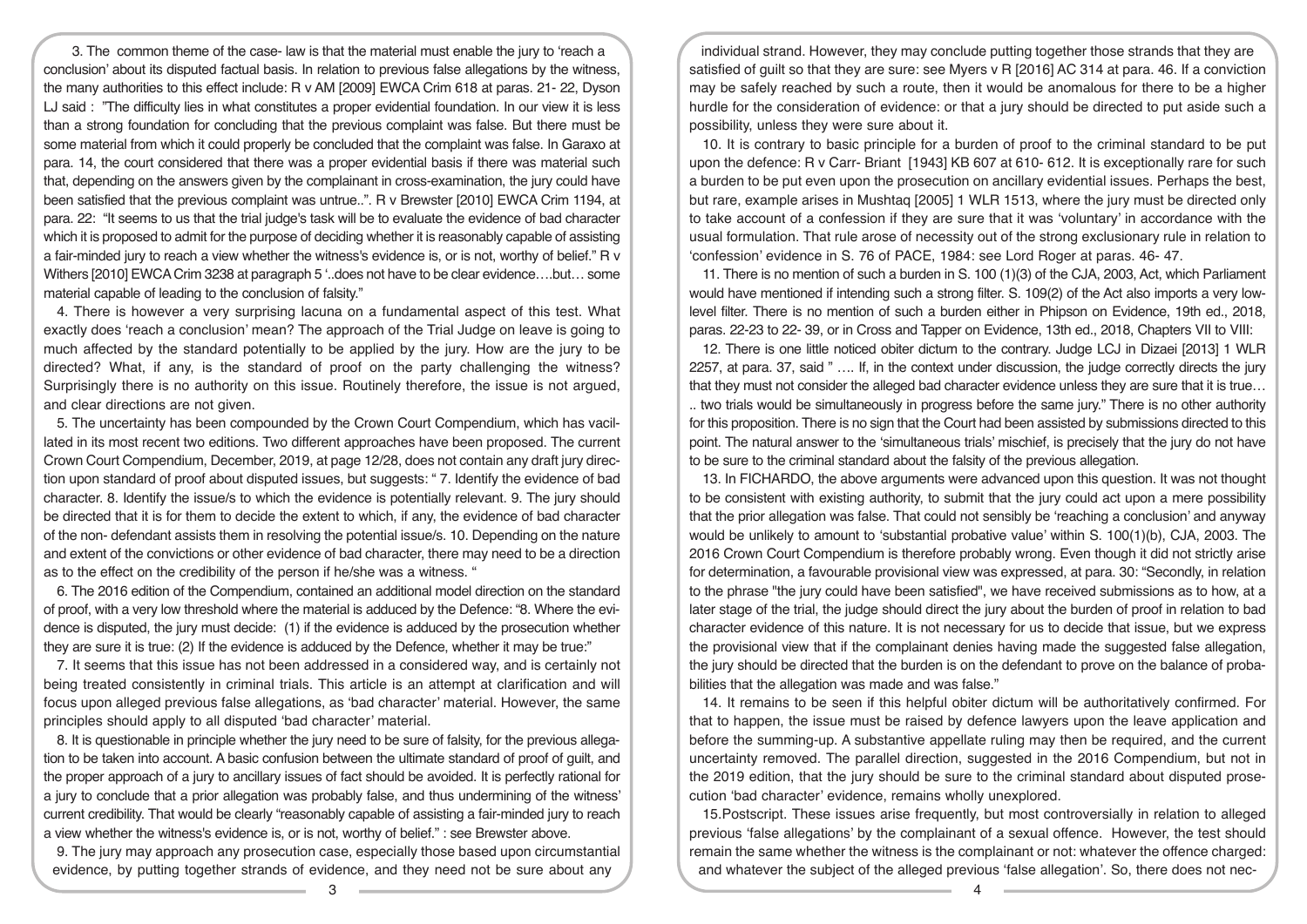3. The common theme of the case- law is that the material must enable the jury to 'reach a conclusion' about its disputed factual basis. In relation to previous false allegations by the witness, the many authorities to this effect include: R v AM [2009] EWCA Crim 618 at paras. 21- 22, Dyson LJ said : "The difficulty lies in what constitutes a proper evidential foundation. In our view it is less than a strong foundation for concluding that the previous complaint was false. But there must be some material from which it could properly be concluded that the complaint was false. In Garaxo at para. 14, the court considered that there was a proper evidential basis if there was material such that, depending on the answers given by the complainant in cross-examination, the jury could have been satisfied that the previous complaint was untrue..". R v Brewster [2010] EWCA Crim 1194, at para. 22: "It seems to us that the trial judge's task will be to evaluate the evidence of bad character which it is proposed to admit for the purpose of deciding whether it is reasonably capable of assisting a fair-minded jury to reach a view whether the witness's evidence is, or is not, worthy of belief." R v Withers [2010] EWCA Crim 3238 at paragraph 5 '..does not have to be clear evidence….but… some material capable of leading to the conclusion of falsity."

4. There is however a very surprising lacuna on a fundamental aspect of this test. What exactly does 'reach a conclusion' mean? The approach of the Trial Judge on leave is going to much affected by the standard potentially to be applied by the jury. How are the jury to be directed? What, if any, is the standard of proof on the party challenging the witness? Surprisingly there is no authority on this issue. Routinely therefore, the issue is not argued, and clear directions are not given.

5. The uncertainty has been compounded by the Crown Court Compendium, which has vacillated in its most recent two editions. Two different approaches have been proposed. The current Crown Court Compendium, December, 2019, at page 12/28, does not contain any draft jury direction upon standard of proof about disputed issues, but suggests: " 7. Identify the evidence of bad character. 8. Identify the issue/s to which the evidence is potentially relevant. 9. The jury should be directed that it is for them to decide the extent to which, if any, the evidence of bad character of the non- defendant assists them in resolving the potential issue/s. 10. Depending on the nature and extent of the convictions or other evidence of bad character, there may need to be a direction as to the effect on the credibility of the person if he/she was a witness. "

6. The 2016 edition of the Compendium, contained an additional model direction on the standard of proof, with a very low threshold where the material is adduced by the Defence: "8. Where the evidence is disputed, the jury must decide: (1) if the evidence is adduced by the prosecution whether they are sure it is true: (2) If the evidence is adduced by the Defence, whether it may be true:"

7. It seems that this issue has not been addressed in a considered way, and is certainly not being treated consistently in criminal trials. This article is an attempt at clarification and will focus upon alleged previous false allegations, as 'bad character' material. However, the same principles should apply to all disputed 'bad character' material.

8. It is questionable in principle whether the jury need to be sure of falsity, for the previous allegation to be taken into account. A basic confusion between the ultimate standard of proof of guilt, and the proper approach of a jury to ancillary issues of fact should be avoided. It is perfectly rational for a jury to conclude that a prior allegation was probably false, and thus undermining of the witness' current credibility. That would be clearly "reasonably capable of assisting a fair-minded jury to reach a view whether the witness's evidence is, or is not, worthy of belief." : see Brewster above.

9. The jury may approach any prosecution case, especially those based upon circumstantial evidence, by putting together strands of evidence, and they need not be sure about any individual strand. However, they may conclude putting together those strands that they are satisfied of guilt so that they are sure: see Myers v R [2016] AC 314 at para. 46. If a conviction may be safely reached by such a route, then it would be anomalous for there to be a higher hurdle for the consideration of evidence: or that a jury should be directed to put aside such a possibility, unless they were sure about it.

10. It is contrary to basic principle for a burden of proof to the criminal standard to be put upon the defence: R v Carr- Briant [1943] KB 607 at 610- 612. It is exceptionally rare for such a burden to be put even upon the prosecution on ancillary evidential issues. Perhaps the best, but rare, example arises in Mushtaq [2005] 1 WLR 1513, where the jury must be directed only to take account of a confession if they are sure that it was 'voluntary' in accordance with the usual formulation. That rule arose of necessity out of the strong exclusionary rule in relation to 'confession' evidence in S. 76 of PACE, 1984: see Lord Roger at paras. 46- 47.

11. There is no mention of such a burden in S. 100 (1)(3) of the CJA, 2003, Act, which Parliament would have mentioned if intending such a strong filter. S. 109(2) of the Act also imports a very low-level filter. There is no mention of such a burden either in Phipson on Evidence, 19th ed., 2018, paras. 22-23 to 22- 39, or in Cross and Tapper on Evidence, 13th ed., 2018, Chapters VII to VIII:

12. There is one little noticed obiter dictum to the contrary. Judge LCJ in Dizaei [2013] 1 WLR 2257, at para. 37, said " …. If, in the context under discussion, the judge correctly directs the jury that they must not consider the alleged bad character evidence unless they are sure that it is true… .. two trials would be simultaneously in progress before the same jury." There is no other authority for this proposition. There is no sign that the Court had been assisted by submissions directed to this point. The natural answer to the 'simultaneous trials' mischief, is precisely that the jury do not have to be sure to the criminal standard about the falsity of the previous allegation.

13. In FICHARDO, the above arguments were advanced upon this question. It was not thought to be consistent with existing authority, to submit that the jury could act upon a mere possibility that the prior allegation was false. That could not sensibly be 'reaching a conclusion' and anyway would be unlikely to amount to 'substantial probative value' within S. 100(1)(b), CJA, 2003. The 2016 Crown Court Compendium is therefore probably wrong. Even though it did not strictly arise for determination, a favourable provisional view was expressed, at para. 30: "Secondly, in relation to the phrase "the jury could have been satisfied", we have received submissions as to how, at a later stage of the trial, the judge should direct the jury about the burden of proof in relation to bad character evidence of this nature. It is not necessary for us to decide that issue, but we express the provisional view that if the complainant denies having made the suggested false allegation, the jury should be directed that the burden is on the defendant to prove on the balance of probabilities that the allegation was made and was false."

14. It remains to be seen if this helpful obiter dictum will be authoritatively confirmed. For that to happen, the issue must be raised by defence lawyers upon the leave application and before the summing-up. A substantive appellate ruling may then be required, and the current uncertainty removed. The parallel direction, suggested in the 2016 Compendium, but not in the 2019 edition, that the jury should be sure to the criminal standard about disputed prosecution 'bad character' evidence, remains wholly unexplored.

15.Postscript. These issues arise frequently, but most controversially in relation to alleged previous 'false allegations' by the complainant of a sexual offence. However, the test should remain the same whether the witness is the complainant or not: whatever the offence charged: and whatever the subject of the alleged previous 'false allegation'. So, there does not nec-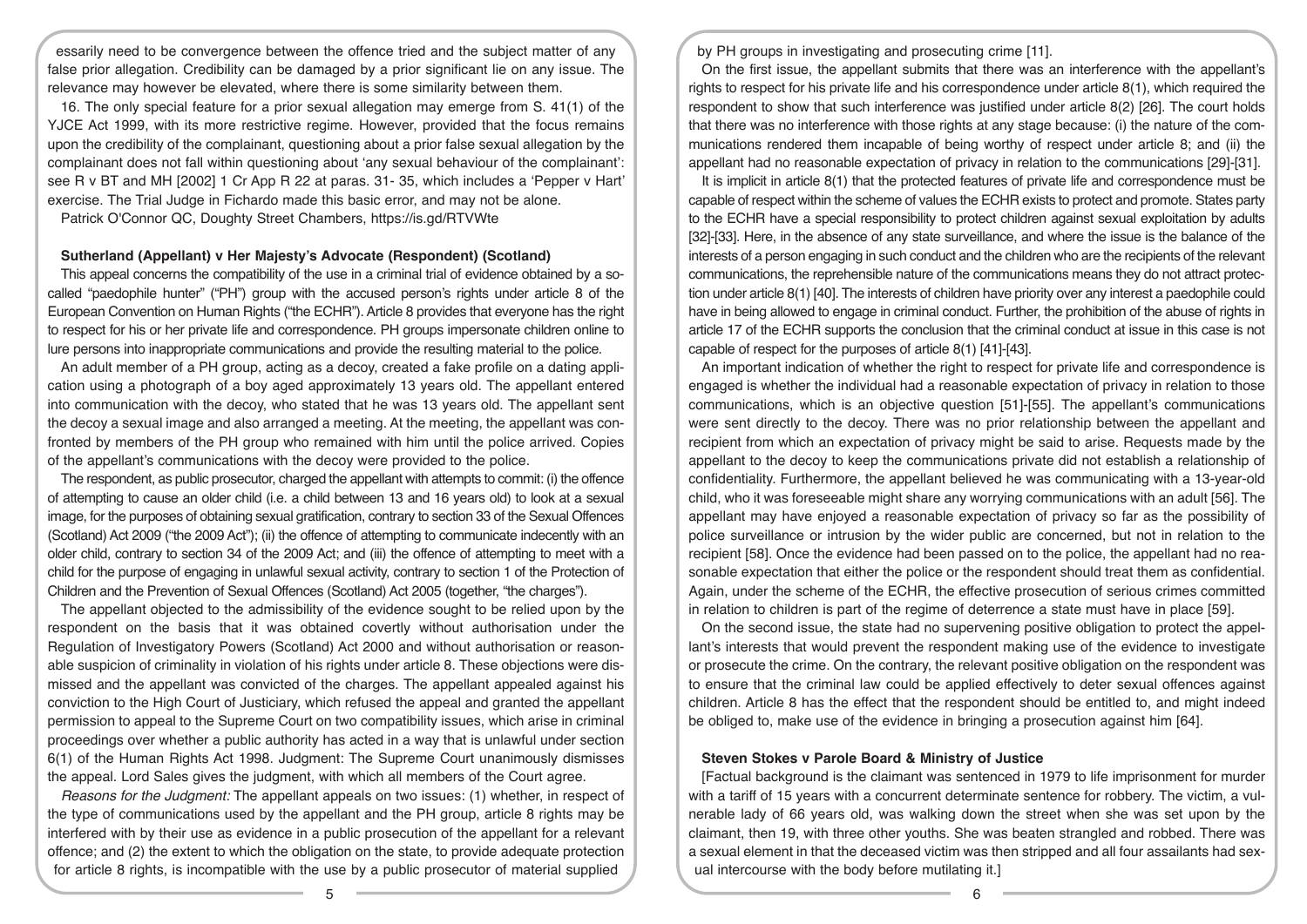essarily need to be convergence between the offence tried and the subject matter of any false prior allegation. Credibility can be damaged by a prior significant lie on any issue. The relevance may however be elevated, where there is some similarity between them.

16. The only special feature for a prior sexual allegation may emerge from S. 41(1) of the YJCE Act 1999, with its more restrictive regime. However, provided that the focus remains upon the credibility of the complainant, questioning about a prior false sexual allegation by the complainant does not fall within questioning about 'any sexual behaviour of the complainant': see R v BT and MH [2002] 1 Cr App R 22 at paras. 31- 35, which includes a 'Pepper v Hart' exercise. The Trial Judge in Fichardo made this basic error, and may not be alone.

Patrick O'Connor QC, Doughty Street Chambers, https://is.gd/RTVWte

**Sutherland (Appellant) v Her Majesty's Advocate (Respondent) (Scotland)**

This appeal concerns the compatibility of the use in a criminal trial of evidence obtained by a so-called "paedophile hunter" ("PH") group with the accused person's rights under article 8 of the European Convention on Human Rights ("the ECHR"). Article 8 provides that everyone has the right to respect for his or her private life and correspondence. PH groups impersonate children online to lure persons into inappropriate communications and provide the resulting material to the police.

An adult member of a PH group, acting as a decoy, created a fake profile on a dating application using a photograph of a boy aged approximately 13 years old. The appellant entered into communication with the decoy, who stated that he was 13 years old. The appellant sent the decoy a sexual image and also arranged a meeting. At the meeting, the appellant was confronted by members of the PH group who remained with him until the police arrived. Copies of the appellant's communications with the decoy were provided to the police.

The respondent, as public prosecutor, charged the appellant with attempts to commit: (i) the offence of attempting to cause an older child (i.e. a child between 13 and 16 years old) to look at a sexual image, for the purposes of obtaining sexual gratification, contrary to section 33 of the Sexual Offences (Scotland) Act 2009 ("the 2009 Act"); (ii) the offence of attempting to communicate indecently with an older child, contrary to section 34 of the 2009 Act; and (iii) the offence of attempting to meet with a child for the purpose of engaging in unlawful sexual activity, contrary to section 1 of the Protection of Children and the Prevention of Sexual Offences (Scotland) Act 2005 (together, "the charges").

The appellant objected to the admissibility of the evidence sought to be relied upon by the respondent on the basis that it was obtained covertly without authorisation under the Regulation of Investigatory Powers (Scotland) Act 2000 and without authorisation or reasonable suspicion of criminality in violation of his rights under article 8. These objections were dismissed and the appellant was convicted of the charges. The appellant appealed against his conviction to the High Court of Justiciary, which refused the appeal and granted the appellant permission to appeal to the Supreme Court on two compatibility issues, which arise in criminal proceedings over whether a public authority has acted in a way that is unlawful under section 6(1) of the Human Rights Act 1998. Judgment: The Supreme Court unanimously dismisses the appeal. Lord Sales gives the judgment, with which all members of the Court agree.

*Reasons for the Judgment:* The appellant appeals on two issues: (1) whether, in respect of the type of communications used by the appellant and the PH group, article 8 rights may be interfered with by their use as evidence in a public prosecution of the appellant for a relevant offence; and (2) the extent to which the obligation on the state, to provide adequate protection for article 8 rights, is incompatible with the use by a public prosecutor of material supplied by PH groups in investigating and prosecuting crime [11].

On the first issue, the appellant submits that there was an interference with the appellant's rights to respect for his private life and his correspondence under article 8(1), which required the respondent to show that such interference was justified under article 8(2) [26]. The court holds that there was no interference with those rights at any stage because: (i) the nature of the communications rendered them incapable of being worthy of respect under article 8; and (ii) the appellant had no reasonable expectation of privacy in relation to the communications [29]-[31].

It is implicit in article 8(1) that the protected features of private life and correspondence must be capable of respect within the scheme of values the ECHR exists to protect and promote. States party to the ECHR have a special responsibility to protect children against sexual exploitation by adults [32]-[33]. Here, in the absence of any state surveillance, and where the issue is the balance of the interests of a person engaging in such conduct and the children who are the recipients of the relevant communications, the reprehensible nature of the communications means they do not attract protection under article 8(1) [40]. The interests of children have priority over any interest a paedophile could have in being allowed to engage in criminal conduct. Further, the prohibition of the abuse of rights in article 17 of the ECHR supports the conclusion that the criminal conduct at issue in this case is not capable of respect for the purposes of article 8(1) [41]-[43].

An important indication of whether the right to respect for private life and correspondence is engaged is whether the individual had a reasonable expectation of privacy in relation to those communications, which is an objective question [51]-[55]. The appellant's communications were sent directly to the decoy. There was no prior relationship between the appellant and recipient from which an expectation of privacy might be said to arise. Requests made by the appellant to the decoy to keep the communications private did not establish a relationship of confidentiality. Furthermore, the appellant believed he was communicating with a 13-year-old child, who it was foreseeable might share any worrying communications with an adult [56]. The appellant may have enjoyed a reasonable expectation of privacy so far as the possibility of police surveillance or intrusion by the wider public are concerned, but not in relation to the recipient [58]. Once the evidence had been passed on to the police, the appellant had no reasonable expectation that either the police or the respondent should treat them as confidential. Again, under the scheme of the ECHR, the effective prosecution of serious crimes committed in relation to children is part of the regime of deterrence a state must have in place [59].

On the second issue, the state had no supervening positive obligation to protect the appellant's interests that would prevent the respondent making use of the evidence to investigate or prosecute the crime. On the contrary, the relevant positive obligation on the respondent was to ensure that the criminal law could be applied effectively to deter sexual offences against children. Article 8 has the effect that the respondent should be entitled to, and might indeed be obliged to, make use of the evidence in bringing a prosecution against him [64].

**Steven Stokes v Parole Board & Ministry of Justice**

[Factual background is the claimant was sentenced in 1979 to life imprisonment for murder with a tariff of 15 years with a concurrent determinate sentence for robbery. The victim, a vulnerable lady of 66 years old, was walking down the street when she was set upon by the claimant, then 19, with three other youths. She was beaten strangled and robbed. There was a sexual element in that the deceased victim was then stripped and all four assailants had sexual intercourse with the body before mutilating it.]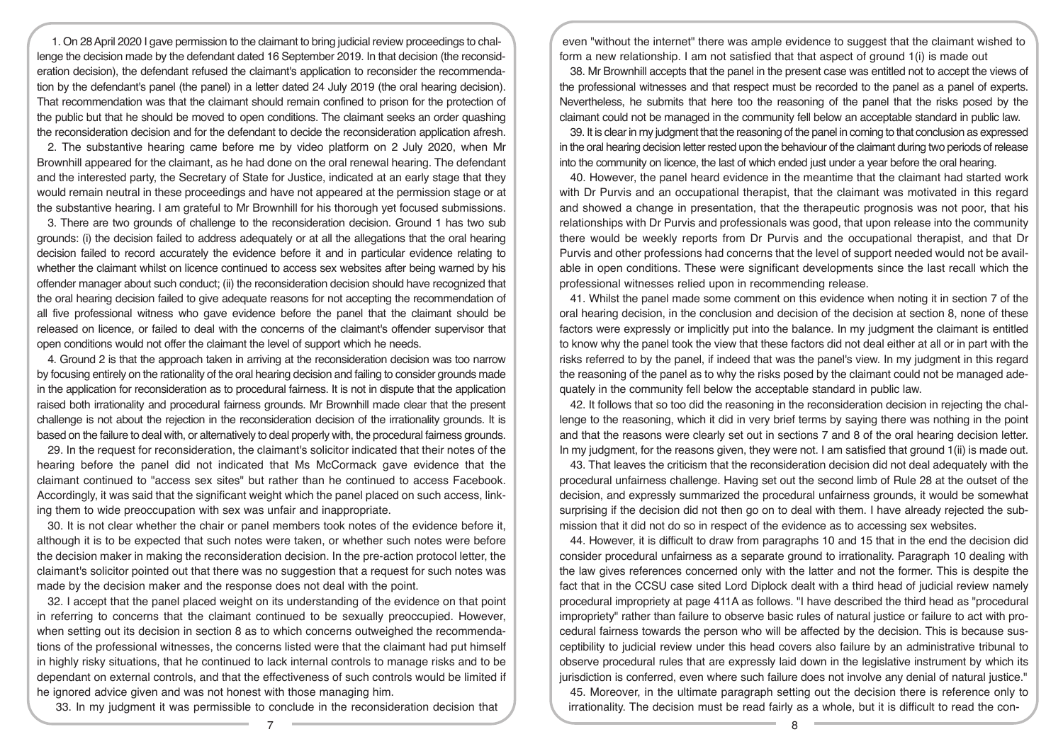1. On 28 April 2020 I gave permission to the claimant to bring judicial review proceedings to challenge the decision made by the defendant dated 16 September 2019. In that decision (the reconsideration decision), the defendant refused the claimant's application to reconsider the recommendation by the defendant's panel (the panel) in a letter dated 24 July 2019 (the oral hearing decision). That recommendation was that the claimant should remain confined to prison for the protection of the public but that he should be moved to open conditions. The claimant seeks an order quashing the reconsideration decision and for the defendant to decide the reconsideration application afresh.

2. The substantive hearing came before me by video platform on 2 July 2020, when Mr Brownhill appeared for the claimant, as he had done on the oral renewal hearing. The defendant and the interested party, the Secretary of State for Justice, indicated at an early stage that they would remain neutral in these proceedings and have not appeared at the permission stage or at the substantive hearing. I am grateful to Mr Brownhill for his thorough yet focused submissions.

3. There are two grounds of challenge to the reconsideration decision. Ground 1 has two sub grounds: (i) the decision failed to address adequately or at all the allegations that the oral hearing decision failed to record accurately the evidence before it and in particular evidence relating to whether the claimant whilst on licence continued to access sex websites after being warned by his offender manager about such conduct; (ii) the reconsideration decision should have recognized that the oral hearing decision failed to give adequate reasons for not accepting the recommendation of all five professional witness who gave evidence before the panel that the claimant should be released on licence, or failed to deal with the concerns of the claimant's offender supervisor that open conditions would not offer the claimant the level of support which he needs.

4. Ground 2 is that the approach taken in arriving at the reconsideration decision was too narrow by focusing entirely on the rationality of the oral hearing decision and failing to consider grounds made in the application for reconsideration as to procedural fairness. It is not in dispute that the application raised both irrationality and procedural fairness grounds. Mr Brownhill made clear that the present challenge is not about the rejection in the reconsideration decision of the irrationality grounds. It is based on the failure to deal with, or alternatively to deal properly with, the procedural fairness grounds.

29. In the request for reconsideration, the claimant's solicitor indicated that their notes of the hearing before the panel did not indicated that Ms McCormack gave evidence that the claimant continued to "access sex sites" but rather than he continued to access Facebook. Accordingly, it was said that the significant weight which the panel placed on such access, linking them to wide preoccupation with sex was unfair and inappropriate.

30. It is not clear whether the chair or panel members took notes of the evidence before it, although it is to be expected that such notes were taken, or whether such notes were before the decision maker in making the reconsideration decision. In the pre-action protocol letter, the claimant's solicitor pointed out that there was no suggestion that a request for such notes was made by the decision maker and the response does not deal with the point.

32. I accept that the panel placed weight on its understanding of the evidence on that point in referring to concerns that the claimant continued to be sexually preoccupied. However, when setting out its decision in section 8 as to which concerns outweighed the recommendations of the professional witnesses, the concerns listed were that the claimant had put himself in highly risky situations, that he continued to lack internal controls to manage risks and to be dependant on external controls, and that the effectiveness of such controls would be limited if he ignored advice given and was not honest with those managing him.

33. In my judgment it was permissible to conclude in the reconsideration decision that even "without the internet" there was ample evidence to suggest that the claimant wished to form a new relationship. I am not satisfied that that aspect of ground 1(i) is made out

38. Mr Brownhill accepts that the panel in the present case was entitled not to accept the views of the professional witnesses and that respect must be recorded to the panel as a panel of experts. Nevertheless, he submits that here too the reasoning of the panel that the risks posed by the claimant could not be managed in the community fell below an acceptable standard in public law.

39. It is clear in my judgment that the reasoning of the panel in coming to that conclusion as expressed in the oral hearing decision letter rested upon the behaviour of the claimant during two periods of release into the community on licence, the last of which ended just under a year before the oral hearing.

40. However, the panel heard evidence in the meantime that the claimant had started work with Dr Purvis and an occupational therapist, that the claimant was motivated in this regard and showed a change in presentation, that the therapeutic prognosis was not poor, that his relationships with Dr Purvis and professionals was good, that upon release into the community there would be weekly reports from Dr Purvis and the occupational therapist, and that Dr Purvis and other professions had concerns that the level of support needed would not be available in open conditions. These were significant developments since the last recall which the professional witnesses relied upon in recommending release.

41. Whilst the panel made some comment on this evidence when noting it in section 7 of the oral hearing decision, in the conclusion and decision of the decision at section 8, none of these factors were expressly or implicitly put into the balance. In my judgment the claimant is entitled to know why the panel took the view that these factors did not deal either at all or in part with the risks referred to by the panel, if indeed that was the panel's view. In my judgment in this regard the reasoning of the panel as to why the risks posed by the claimant could not be managed adequately in the community fell below the acceptable standard in public law.

42. It follows that so too did the reasoning in the reconsideration decision in rejecting the challenge to the reasoning, which it did in very brief terms by saying there was nothing in the point and that the reasons were clearly set out in sections 7 and 8 of the oral hearing decision letter. In my judgment, for the reasons given, they were not. I am satisfied that ground 1(ii) is made out.

43. That leaves the criticism that the reconsideration decision did not deal adequately with the procedural unfairness challenge. Having set out the second limb of Rule 28 at the outset of the decision, and expressly summarized the procedural unfairness grounds, it would be somewhat surprising if the decision did not then go on to deal with them. I have already rejected the submission that it did not do so in respect of the evidence as to accessing sex websites.

44. However, it is difficult to draw from paragraphs 10 and 15 that in the end the decision did consider procedural unfairness as a separate ground to irrationality. Paragraph 10 dealing with the law gives references concerned only with the latter and not the former. This is despite the fact that in the CCSU case sited Lord Diplock dealt with a third head of judicial review namely procedural impropriety at page 411A as follows. "I have described the third head as "procedural impropriety" rather than failure to observe basic rules of natural justice or failure to act with procedural fairness towards the person who will be affected by the decision. This is because susceptibility to judicial review under this head covers also failure by an administrative tribunal to observe procedural rules that are expressly laid down in the legislative instrument by which its jurisdiction is conferred, even where such failure does not involve any denial of natural justice."

45. Moreover, in the ultimate paragraph setting out the decision there is reference only to irrationality. The decision must be read fairly as a whole, but it is difficult to read the con-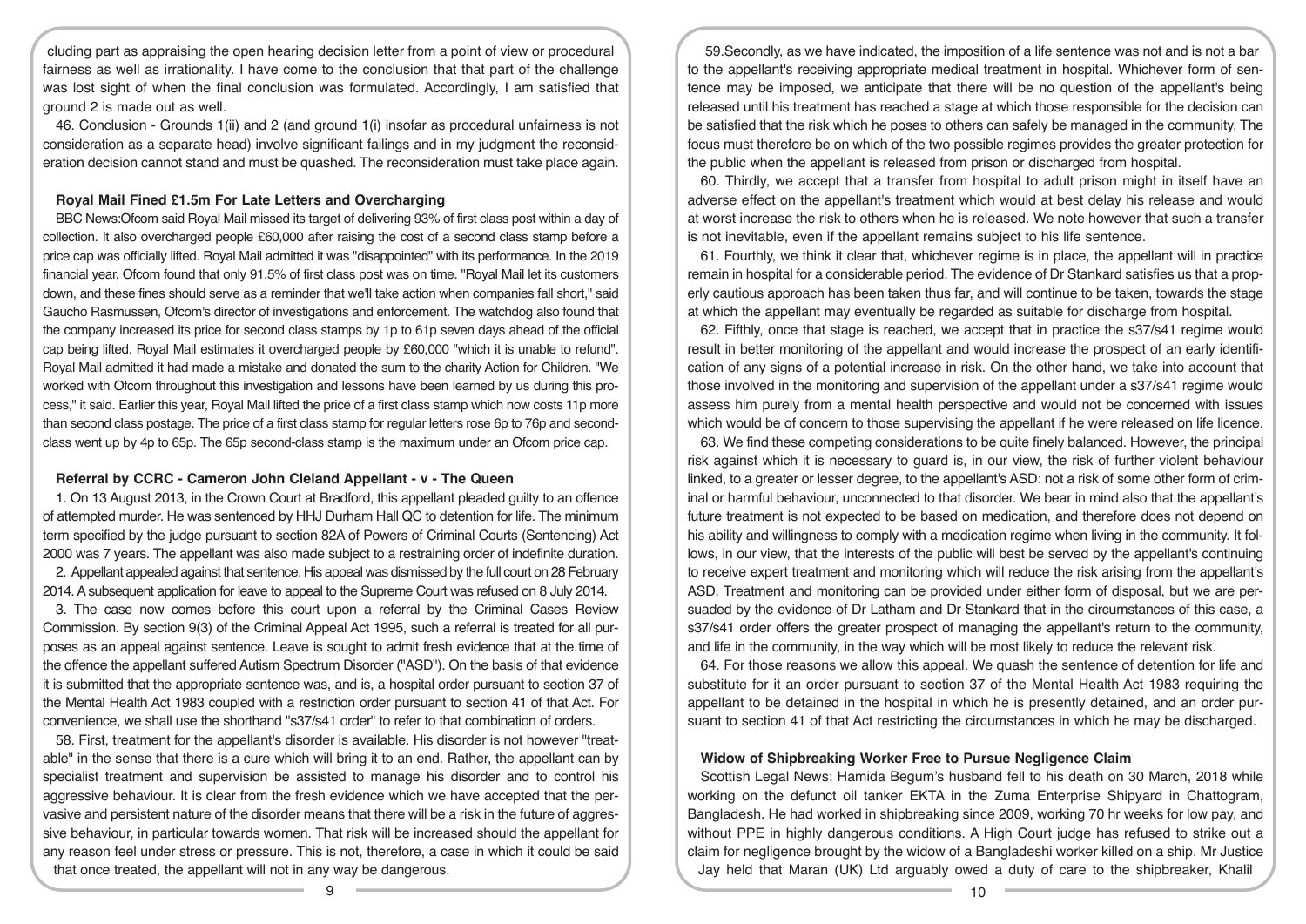cluding part as appraising the open hearing decision letter from a point of view or procedural fairness as well as irrationality. I have come to the conclusion that that part of the challenge was lost sight of when the final conclusion was formulated. Accordingly, I am satisfied that ground 2 is made out as well.

46. Conclusion - Grounds 1(ii) and 2 (and ground 1(i) insofar as procedural unfairness is not consideration as a separate head) involve significant failings and in my judgment the reconsideration decision cannot stand and must be quashed. The reconsideration must take place again.

### Royal Mail Fined £1.5m For Late Letters and Overcharging

BBC News:Ofcom said Royal Mail missed its target of delivering 93% of first class post within a day of collection. It also overcharged people £60,000 after raising the cost of a second class stamp before a price cap was officially lifted. Royal Mail admitted it was "disappointed" with its performance. In the 2019 financial year, Ofcom found that only 91.5% of first class post was on time. "Royal Mail let its customers down, and these fines should serve as a reminder that we'll take action when companies fall short," said Gaucho Rasmussen, Ofcom's director of investigations and enforcement. The watchdog also found that the company increased its price for second class stamps by 1p to 61p seven days ahead of the official cap being lifted. Royal Mail estimates it overcharged people by £60,000 "which it is unable to refund". Royal Mail admitted it had made a mistake and donated the sum to the charity Action for Children. "We worked with Ofcom throughout this investigation and lessons have been learned by us during this process," it said. Earlier this year, Royal Mail lifted the price of a first class stamp which now costs 11p more than second class postage. The price of a first class stamp for regular letters rose 6p to 76p and second-class went up by 4p to 65p. The 65p second-class stamp is the maximum under an Ofcom price cap.

### Referral by CCRC - Cameron John Cleland Appellant - v - The Queen

1. On 13 August 2013, in the Crown Court at Bradford, this appellant pleaded guilty to an offence of attempted murder. He was sentenced by HHJ Durham Hall QC to detention for life. The minimum term specified by the judge pursuant to section 82A of Powers of Criminal Courts (Sentencing) Act 2000 was 7 years. The appellant was also made subject to a restraining order of indefinite duration.

2. Appellant appealed against that sentence. His appeal was dismissed by the full court on 28 February 2014. A subsequent application for leave to appeal to the Supreme Court was refused on 8 July 2014.

3. The case now comes before this court upon a referral by the Criminal Cases Review Commission. By section 9(3) of the Criminal Appeal Act 1995, such a referral is treated for all purposes as an appeal against sentence. Leave is sought to admit fresh evidence that at the time of the offence the appellant suffered Autism Spectrum Disorder ("ASD"). On the basis of that evidence it is submitted that the appropriate sentence was, and is, a hospital order pursuant to section 37 of the Mental Health Act 1983 coupled with a restriction order pursuant to section 41 of that Act. For convenience, we shall use the shorthand "s37/s41 order" to refer to that combination of orders.

58. First, treatment for the appellant's disorder is available. His disorder is not however "treatable" in the sense that there is a cure which will bring it to an end. Rather, the appellant can by specialist treatment and supervision be assisted to manage his disorder and to control his aggressive behaviour. It is clear from the fresh evidence which we have accepted that the pervasive and persistent nature of the disorder means that there will be a risk in the future of aggressive behaviour, in particular towards women. That risk will be increased should the appellant for any reason feel under stress or pressure. This is not, therefore, a case in which it could be said that once treated, the appellant will not in any way be dangerous.

59.Secondly, as we have indicated, the imposition of a life sentence was not and is not a bar to the appellant's receiving appropriate medical treatment in hospital. Whichever form of sentence may be imposed, we anticipate that there will be no question of the appellant's being released until his treatment has reached a stage at which those responsible for the decision can be satisfied that the risk which he poses to others can safely be managed in the community. The focus must therefore be on which of the two possible regimes provides the greater protection for the public when the appellant is released from prison or discharged from hospital.

60. Thirdly, we accept that a transfer from hospital to adult prison might in itself have an adverse effect on the appellant's treatment which would at best delay his release and would at worst increase the risk to others when he is released. We note however that such a transfer is not inevitable, even if the appellant remains subject to his life sentence.

61. Fourthly, we think it clear that, whichever regime is in place, the appellant will in practice remain in hospital for a considerable period. The evidence of Dr Stankard satisfies us that a properly cautious approach has been taken thus far, and will continue to be taken, towards the stage at which the appellant may eventually be regarded as suitable for discharge from hospital.

62. Fifthly, once that stage is reached, we accept that in practice the s37/s41 regime would result in better monitoring of the appellant and would increase the prospect of an early identification of any signs of a potential increase in risk. On the other hand, we take into account that those involved in the monitoring and supervision of the appellant under a s37/s41 regime would assess him purely from a mental health perspective and would not be concerned with issues which would be of concern to those supervising the appellant if he were released on life licence.

63. We find these competing considerations to be quite finely balanced. However, the principal risk against which it is necessary to guard is, in our view, the risk of further violent behaviour linked, to a greater or lesser degree, to the appellant's ASD: not a risk of some other form of criminal or harmful behaviour, unconnected to that disorder. We bear in mind also that the appellant's future treatment is not expected to be based on medication, and therefore does not depend on his ability and willingness to comply with a medication regime when living in the community. It follows, in our view, that the interests of the public will best be served by the appellant's continuing to receive expert treatment and monitoring which will reduce the risk arising from the appellant's ASD. Treatment and monitoring can be provided under either form of disposal, but we are persuaded by the evidence of Dr Latham and Dr Stankard that in the circumstances of this case, a s37/s41 order offers the greater prospect of managing the appellant's return to the community, and life in the community, in the way which will be most likely to reduce the relevant risk.

64. For those reasons we allow this appeal. We quash the sentence of detention for life and substitute for it an order pursuant to section 37 of the Mental Health Act 1983 requiring the appellant to be detained in the hospital in which he is presently detained, and an order pursuant to section 41 of that Act restricting the circumstances in which he may be discharged.

### Widow of Shipbreaking Worker Free to Pursue Negligence Claim

Scottish Legal News: Hamida Begum's husband fell to his death on 30 March, 2018 while working on the defunct oil tanker EKTA in the Zuma Enterprise Shipyard in Chattogram, Bangladesh. He had worked in shipbreaking since 2009, working 70 hr weeks for low pay, and without PPE in highly dangerous conditions. A High Court judge has refused to strike out a claim for negligence brought by the widow of a Bangladeshi worker killed on a ship. Mr Justice Jay held that Maran (UK) Ltd arguably owed a duty of care to the shipbreaker, Khalil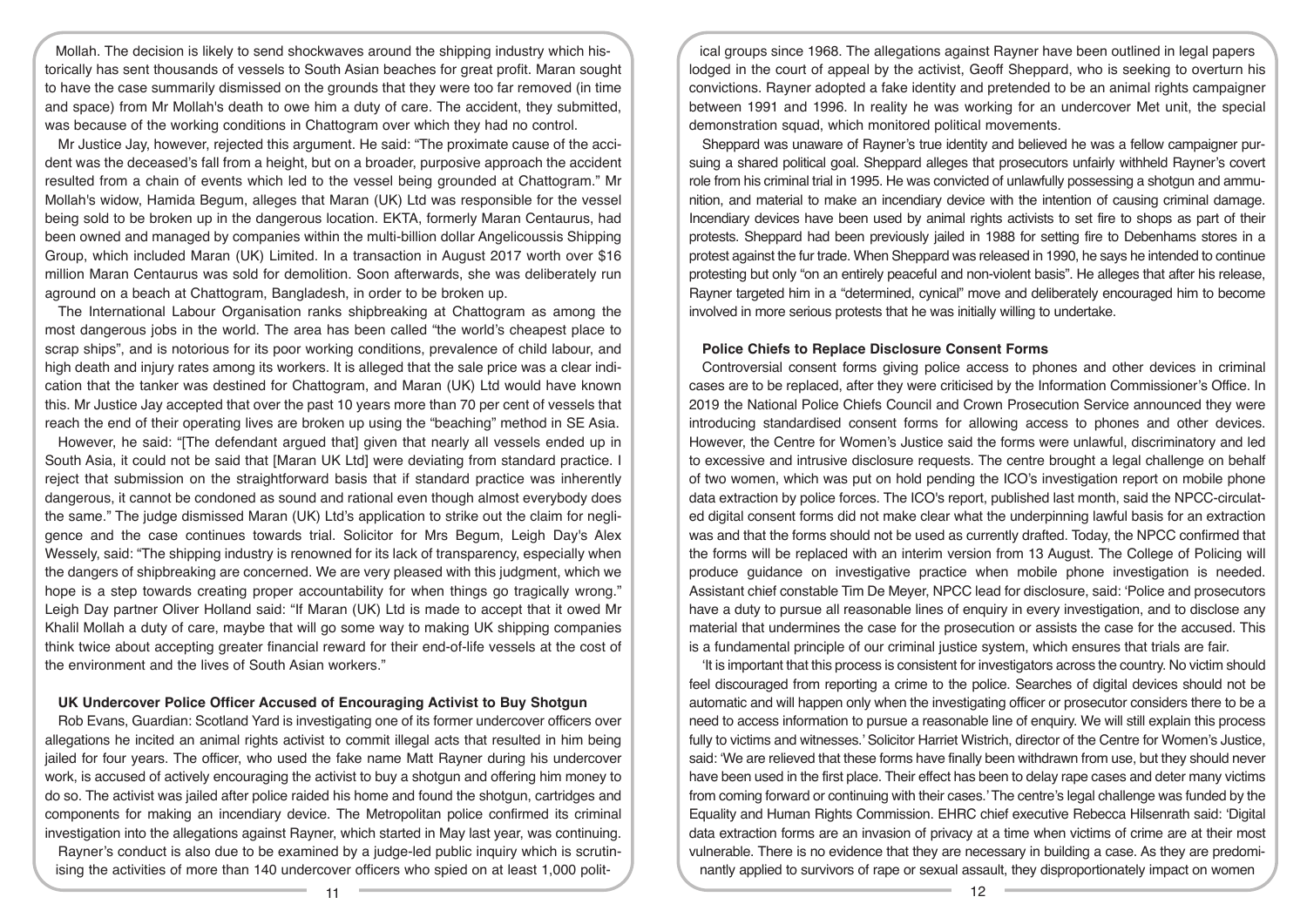Mollah. The decision is likely to send shockwaves around the shipping industry which historically has sent thousands of vessels to South Asian beaches for great profit. Maran sought to have the case summarily dismissed on the grounds that they were too far removed (in time and space) from Mr Mollah's death to owe him a duty of care. The accident, they submitted, was because of the working conditions in Chattogram over which they had no control.

Mr Justice Jay, however, rejected this argument. He said: "The proximate cause of the accident was the deceased's fall from a height, but on a broader, purposive approach the accident resulted from a chain of events which led to the vessel being grounded at Chattogram." Mr Mollah's widow, Hamida Begum, alleges that Maran (UK) Ltd was responsible for the vessel being sold to be broken up in the dangerous location. EKTA, formerly Maran Centaurus, had been owned and managed by companies within the multi-billion dollar Angelicoussis Shipping Group, which included Maran (UK) Limited. In a transaction in August 2017 worth over $16 million Maran Centaurus was sold for demolition. Soon afterwards, she was deliberately run aground on a beach at Chattogram, Bangladesh, in order to be broken up.

The International Labour Organisation ranks shipbreaking at Chattogram as among the most dangerous jobs in the world. The area has been called "the world's cheapest place to scrap ships", and is notorious for its poor working conditions, prevalence of child labour, and high death and injury rates among its workers. It is alleged that the sale price was a clear indication that the tanker was destined for Chattogram, and Maran (UK) Ltd would have known this. Mr Justice Jay accepted that over the past 10 years more than 70 per cent of vessels that reach the end of their operating lives are broken up using the "beaching" method in SE Asia.

However, he said: "[The defendant argued that] given that nearly all vessels ended up in South Asia, it could not be said that [Maran UK Ltd] were deviating from standard practice. I reject that submission on the straightforward basis that if standard practice was inherently dangerous, it cannot be condoned as sound and rational even though almost everybody does the same." The judge dismissed Maran (UK) Ltd's application to strike out the claim for negligence and the case continues towards trial. Solicitor for Mrs Begum, Leigh Day's Alex Wessely, said: "The shipping industry is renowned for its lack of transparency, especially when the dangers of shipbreaking are concerned. We are very pleased with this judgment, which we hope is a step towards creating proper accountability for when things go tragically wrong." Leigh Day partner Oliver Holland said: "If Maran (UK) Ltd is made to accept that it owed Mr Khalil Mollah a duty of care, maybe that will go some way to making UK shipping companies think twice about accepting greater financial reward for their end-of-life vessels at the cost of the environment and the lives of South Asian workers."

### UK Undercover Police Officer Accused of Encouraging Activist to Buy Shotgun

Rob Evans, Guardian: Scotland Yard is investigating one of its former undercover officers over allegations he incited an animal rights activist to commit illegal acts that resulted in him being jailed for four years. The officer, who used the fake name Matt Rayner during his undercover work, is accused of actively encouraging the activist to buy a shotgun and offering him money to do so. The activist was jailed after police raided his home and found the shotgun, cartridges and components for making an incendiary device. The Metropolitan police confirmed its criminal investigation into the allegations against Rayner, which started in May last year, was continuing.

Rayner's conduct is also due to be examined by a judge-led public inquiry which is scrutinising the activities of more than 140 undercover officers who spied on at least 1,000 political groups since 1968. The allegations against Rayner have been outlined in legal papers lodged in the court of appeal by the activist, Geoff Sheppard, who is seeking to overturn his convictions. Rayner adopted a fake identity and pretended to be an animal rights campaigner between 1991 and 1996. In reality he was working for an undercover Met unit, the special demonstration squad, which monitored political movements.

Sheppard was unaware of Rayner's true identity and believed he was a fellow campaigner pursuing a shared political goal. Sheppard alleges that prosecutors unfairly withheld Rayner's covert role from his criminal trial in 1995. He was convicted of unlawfully possessing a shotgun and ammunition, and material to make an incendiary device with the intention of causing criminal damage. Incendiary devices have been used by animal rights activists to set fire to shops as part of their protests. Sheppard had been previously jailed in 1988 for setting fire to Debenhams stores in a protest against the fur trade. When Sheppard was released in 1990, he says he intended to continue protesting but only "on an entirely peaceful and non-violent basis". He alleges that after his release, Rayner targeted him in a "determined, cynical" move and deliberately encouraged him to become involved in more serious protests that he was initially willing to undertake.

### Police Chiefs to Replace Disclosure Consent Forms

Controversial consent forms giving police access to phones and other devices in criminal cases are to be replaced, after they were criticised by the Information Commissioner's Office. In 2019 the National Police Chiefs Council and Crown Prosecution Service announced they were introducing standardised consent forms for allowing access to phones and other devices. However, the Centre for Women's Justice said the forms were unlawful, discriminatory and led to excessive and intrusive disclosure requests. The centre brought a legal challenge on behalf of two women, which was put on hold pending the ICO's investigation report on mobile phone data extraction by police forces. The ICO's report, published last month, said the NPCC-circulated digital consent forms did not make clear what the underpinning lawful basis for an extraction was and that the forms should not be used as currently drafted. Today, the NPCC confirmed that the forms will be replaced with an interim version from 13 August. The College of Policing will produce guidance on investigative practice when mobile phone investigation is needed. Assistant chief constable Tim De Meyer, NPCC lead for disclosure, said: 'Police and prosecutors have a duty to pursue all reasonable lines of enquiry in every investigation, and to disclose any material that undermines the case for the prosecution or assists the case for the accused. This is a fundamental principle of our criminal justice system, which ensures that trials are fair.

'It is important that this process is consistent for investigators across the country. No victim should feel discouraged from reporting a crime to the police. Searches of digital devices should not be automatic and will happen only when the investigating officer or prosecutor considers there to be a need to access information to pursue a reasonable line of enquiry. We will still explain this process fully to victims and witnesses.' Solicitor Harriet Wistrich, director of the Centre for Women's Justice, said: 'We are relieved that these forms have finally been withdrawn from use, but they should never have been used in the first place. Their effect has been to delay rape cases and deter many victims from coming forward or continuing with their cases.' The centre's legal challenge was funded by the Equality and Human Rights Commission. EHRC chief executive Rebecca Hilsenrath said: 'Digital data extraction forms are an invasion of privacy at a time when victims of crime are at their most vulnerable. There is no evidence that they are necessary in building a case. As they are predominantly applied to survivors of rape or sexual assault, they disproportionately impact on women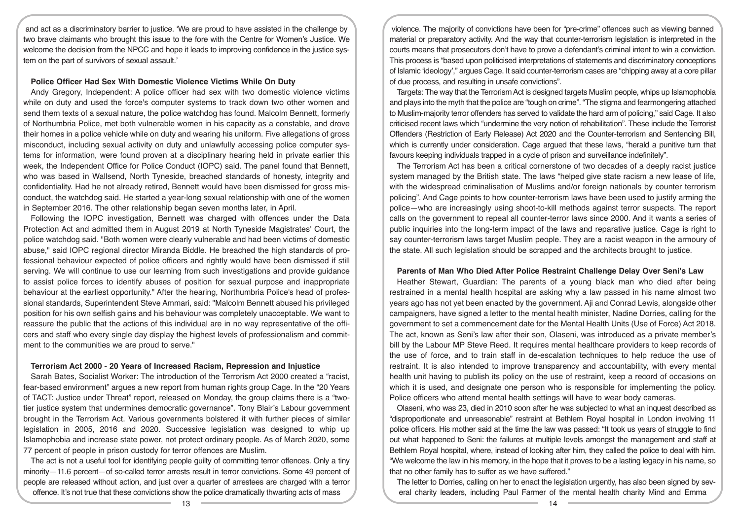and act as a discriminatory barrier to justice. 'We are proud to have assisted in the challenge by two brave claimants who brought this issue to the fore with the Centre for Women's Justice. We welcome the decision from the NPCC and hope it leads to improving confidence in the justice system on the part of survivors of sexual assault.'

**Police Officer Had Sex With Domestic Violence Victims While On Duty**

Andy Gregory, Independent: A police officer had sex with two domestic violence victims while on duty and used the force's computer systems to track down two other women and send them texts of a sexual nature, the police watchdog has found. Malcolm Bennett, formerly of Northumbria Police, met both vulnerable women in his capacity as a constable, and drove their homes in a police vehicle while on duty and wearing his uniform. Five allegations of gross misconduct, including sexual activity on duty and unlawfully accessing police computer systems for information, were found proven at a disciplinary hearing held in private earlier this week, the Independent Office for Police Conduct (IOPC) said. The panel found that Bennett, who was based in Wallsend, North Tyneside, breached standards of honesty, integrity and confidentiality. Had he not already retired, Bennett would have been dismissed for gross misconduct, the watchdog said. He started a year-long sexual relationship with one of the women in September 2016. The other relationship began seven months later, in April.

Following the IOPC investigation, Bennett was charged with offences under the Data Protection Act and admitted them in August 2019 at North Tyneside Magistrates' Court, the police watchdog said. "Both women were clearly vulnerable and had been victims of domestic abuse," said IOPC regional director Miranda Biddle. He breached the high standards of professional behaviour expected of police officers and rightly would have been dismissed if still serving. We will continue to use our learning from such investigations and provide guidance to assist police forces to identify abuses of position for sexual purpose and inappropriate behaviour at the earliest opportunity." After the hearing, Northumbria Police's head of professional standards, Superintendent Steve Ammari, said: "Malcolm Bennett abused his privileged position for his own selfish gains and his behaviour was completely unacceptable. We want to reassure the public that the actions of this individual are in no way representative of the officers and staff who every single day display the highest levels of professionalism and commitment to the communities we are proud to serve."

**Terrorism Act 2000 - 20 Years of Increased Racism, Repression and Injustice**

Sarah Bates, Socialist Worker: The introduction of the Terrorism Act 2000 created a "racist, fear-based environment" argues a new report from human rights group Cage. In the "20 Years of TACT: Justice under Threat" report, released on Monday, the group claims there is a "two-tier justice system that undermines democratic governance". Tony Blair's Labour government brought in the Terrorism Act. Various governments bolstered it with further pieces of similar legislation in 2005, 2016 and 2020. Successive legislation was designed to whip up Islamophobia and increase state power, not protect ordinary people. As of March 2020, some 77 percent of people in prison custody for terror offences are Muslim.

The act is not a useful tool for identifying people guilty of committing terror offences. Only a tiny minority—11.6 percent—of so-called terror arrests result in terror convictions. Some 49 percent of people are released without action, and just over a quarter of arrestees are charged with a terror offence. It's not true that these convictions show the police dramatically thwarting acts of mass violence. The majority of convictions have been for "pre-crime" offences such as viewing banned material or preparatory activity. And the way that counter-terrorism legislation is interpreted in the courts means that prosecutors don't have to prove a defendant's criminal intent to win a conviction. This process is "based upon politicised interpretations of statements and discriminatory conceptions of Islamic 'ideology'," argues Cage. It said counter-terrorism cases are "chipping away at a core pillar of due process, and resulting in unsafe convictions".

Targets: The way that the Terrorism Act is designed targets Muslim people, whips up Islamophobia and plays into the myth that the police are "tough on crime". "The stigma and fearmongering attached to Muslim-majority terror offenders has served to validate the hard arm of policing," said Cage. It also criticised recent laws which "undermine the very notion of rehabilitation". These include the Terrorist Offenders (Restriction of Early Release) Act 2020 and the Counter-terrorism and Sentencing Bill, which is currently under consideration. Cage argued that these laws, "herald a punitive turn that favours keeping individuals trapped in a cycle of prison and surveillance indefinitely".

The Terrorism Act has been a critical cornerstone of two decades of a deeply racist justice system managed by the British state. The laws "helped give state racism a new lease of life, with the widespread criminalisation of Muslims and/or foreign nationals by counter terrorism policing". And Cage points to how counter-terrorism laws have been used to justify arming the police—who are increasingly using shoot-to-kill methods against terror suspects. The report calls on the government to repeal all counter-terror laws since 2000. And it wants a series of public inquiries into the long-term impact of the laws and reparative justice. Cage is right to say counter-terrorism laws target Muslim people. They are a racist weapon in the armoury of the state. All such legislation should be scrapped and the architects brought to justice.

**Parents of Man Who Died After Police Restraint Challenge Delay Over Seni's Law**

Heather Stewart, Guardian: The parents of a young black man who died after being restrained in a mental health hospital are asking why a law passed in his name almost two years ago has not yet been enacted by the government. Aji and Conrad Lewis, alongside other campaigners, have signed a letter to the mental health minister, Nadine Dorries, calling for the government to set a commencement date for the Mental Health Units (Use of Force) Act 2018. The act, known as Seni's law after their son, Olaseni, was introduced as a private member's bill by the Labour MP Steve Reed. It requires mental healthcare providers to keep records of the use of force, and to train staff in de-escalation techniques to help reduce the use of restraint. It is also intended to improve transparency and accountability, with every mental health unit having to publish its policy on the use of restraint, keep a record of occasions on which it is used, and designate one person who is responsible for implementing the policy. Police officers who attend mental health settings will have to wear body cameras.

Olaseni, who was 23, died in 2010 soon after he was subjected to what an inquest described as "disproportionate and unreasonable" restraint at Bethlem Royal hospital in London involving 11 police officers. His mother said at the time the law was passed: "It took us years of struggle to find out what happened to Seni: the failures at multiple levels amongst the management and staff at Bethlem Royal hospital, where, instead of looking after him, they called the police to deal with him. "We welcome the law in his memory, in the hope that it proves to be a lasting legacy in his name, so that no other family has to suffer as we have suffered."

The letter to Dorries, calling on her to enact the legislation urgently, has also been signed by several charity leaders, including Paul Farmer of the mental health charity Mind and Emma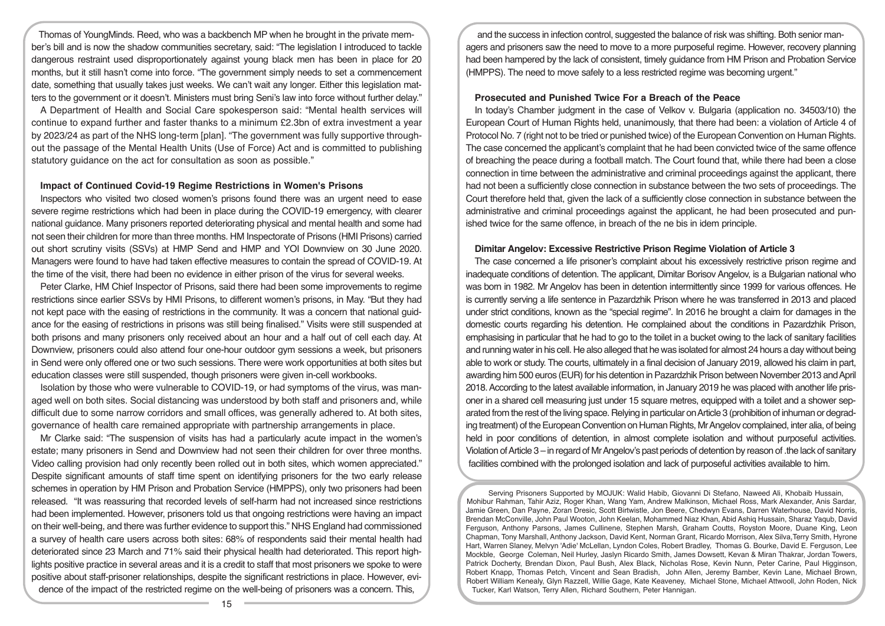Thomas of YoungMinds. Reed, who was a backbench MP when he brought in the private member's bill and is now the shadow communities secretary, said: "The legislation I introduced to tackle dangerous restraint used disproportionately against young black men has been in place for 20 months, but it still hasn't come into force. "The government simply needs to set a commencement date, something that usually takes just weeks. We can't wait any longer. Either this legislation matters to the government or it doesn't. Ministers must bring Seni's law into force without further delay."

A Department of Health and Social Care spokesperson said: "Mental health services will continue to expand further and faster thanks to a minimum £2.3bn of extra investment a year by 2023/24 as part of the NHS long-term [plan]. "The government was fully supportive throughout the passage of the Mental Health Units (Use of Force) Act and is committed to publishing statutory guidance on the act for consultation as soon as possible."

### Impact of Continued Covid-19 Regime Restrictions in Women's Prisons

Inspectors who visited two closed women's prisons found there was an urgent need to ease severe regime restrictions which had been in place during the COVID-19 emergency, with clearer national guidance. Many prisoners reported deteriorating physical and mental health and some had not seen their children for more than three months. HM Inspectorate of Prisons (HMI Prisons) carried out short scrutiny visits (SSVs) at HMP Send and HMP and YOI Downview on 30 June 2020. Managers were found to have had taken effective measures to contain the spread of COVID-19. At the time of the visit, there had been no evidence in either prison of the virus for several weeks.

Peter Clarke, HM Chief Inspector of Prisons, said there had been some improvements to regime restrictions since earlier SSVs by HMI Prisons, to different women's prisons, in May. "But they had not kept pace with the easing of restrictions in the community. It was a concern that national guidance for the easing of restrictions in prisons was still being finalised." Visits were still suspended at both prisons and many prisoners only received about an hour and a half out of cell each day. At Downview, prisoners could also attend four one-hour outdoor gym sessions a week, but prisoners in Send were only offered one or two such sessions. There were work opportunities at both sites but education classes were still suspended, though prisoners were given in-cell workbooks.

Isolation by those who were vulnerable to COVID-19, or had symptoms of the virus, was managed well on both sites. Social distancing was understood by both staff and prisoners and, while difficult due to some narrow corridors and small offices, was generally adhered to. At both sites, governance of health care remained appropriate with partnership arrangements in place.

Mr Clarke said: "The suspension of visits has had a particularly acute impact in the women's estate; many prisoners in Send and Downview had not seen their children for over three months. Video calling provision had only recently been rolled out in both sites, which women appreciated." Despite significant amounts of staff time spent on identifying prisoners for the two early release schemes in operation by HM Prison and Probation Service (HMPPS), only two prisoners had been released. "It was reassuring that recorded levels of self-harm had not increased since restrictions had been implemented. However, prisoners told us that ongoing restrictions were having an impact on their well-being, and there was further evidence to support this." NHS England had commissioned a survey of health care users across both sites: 68% of respondents said their mental health had deteriorated since 23 March and 71% said their physical health had deteriorated. This report highlights positive practice in several areas and it is a credit to staff that most prisoners we spoke to were positive about staff-prisoner relationships, despite the significant restrictions in place. However, evidence of the impact of the restricted regime on the well-being of prisoners was a concern. This, and the success in infection control, suggested the balance of risk was shifting. Both senior managers and prisoners saw the need to move to a more purposeful regime. However, recovery planning had been hampered by the lack of consistent, timely guidance from HM Prison and Probation Service (HMPPS). The need to move safely to a less restricted regime was becoming urgent."

### Prosecuted and Punished Twice For a Breach of the Peace

In today's Chamber judgment in the case of Velkov v. Bulgaria (application no. 34503/10) the European Court of Human Rights held, unanimously, that there had been: a violation of Article 4 of Protocol No. 7 (right not to be tried or punished twice) of the European Convention on Human Rights. The case concerned the applicant's complaint that he had been convicted twice of the same offence of breaching the peace during a football match. The Court found that, while there had been a close connection in time between the administrative and criminal proceedings against the applicant, there had not been a sufficiently close connection in substance between the two sets of proceedings. The Court therefore held that, given the lack of a sufficiently close connection in substance between the administrative and criminal proceedings against the applicant, he had been prosecuted and punished twice for the same offence, in breach of the ne bis in idem principle.

### Dimitar Angelov: Excessive Restrictive Prison Regime Violation of Article 3

The case concerned a life prisoner's complaint about his excessively restrictive prison regime and inadequate conditions of detention. The applicant, Dimitar Borisov Angelov, is a Bulgarian national who was born in 1982. Mr Angelov has been in detention intermittently since 1999 for various offences. He is currently serving a life sentence in Pazardzhik Prison where he was transferred in 2013 and placed under strict conditions, known as the "special regime". In 2016 he brought a claim for damages in the domestic courts regarding his detention. He complained about the conditions in Pazardzhik Prison, emphasising in particular that he had to go to the toilet in a bucket owing to the lack of sanitary facilities and running water in his cell. He also alleged that he was isolated for almost 24 hours a day without being able to work or study. The courts, ultimately in a final decision of January 2019, allowed his claim in part, awarding him 500 euros (EUR) for his detention in Pazardzhik Prison between November 2013 and April 2018. According to the latest available information, in January 2019 he was placed with another life prisoner in a shared cell measuring just under 15 square metres, equipped with a toilet and a shower separated from the rest of the living space. Relying in particular on Article 3 (prohibition of inhuman or degrading treatment) of the European Convention on Human Rights, Mr Angelov complained, inter alia, of being held in poor conditions of detention, in almost complete isolation and without purposeful activities. Violation of Article 3 – in regard of Mr Angelov's past periods of detention by reason of .the lack of sanitary facilities combined with the prolonged isolation and lack of purposeful activities available to him.

Serving Prisoners Supported by MOJUK: Walid Habib, Giovanni Di Stefano, Naweed Ali, Khobaib Hussain, Mohibur Rahman, Tahir Aziz, Roger Khan, Wang Yam, Andrew Malkinson, Michael Ross, Mark Alexander, Anis Sardar, Jamie Green, Dan Payne, Zoran Dresic, Scott Birtwistle, Jon Beere, Chedwyn Evans, Darren Waterhouse, David Norris, Brendan McConville, John Paul Wooton, John Keenan, Mohammed Niaz Khan, Abid Ashiq Hussain, Sharaz Yaqub, David Ferguson, Anthony Parsons, James Cullinene, Stephen Marsh, Graham Coutts, Royston Moore, Duane King, Leon Chapman, Tony Marshall, Anthony Jackson, David Kent, Norman Grant, Ricardo Morrison, Alex Silva,Terry Smith, Hyrone Hart, Warren Slaney, Melvyn 'Adie' McLellan, Lyndon Coles, Robert Bradley, Thomas G. Bourke, David E. Ferguson, Lee Mockble, George Coleman, Neil Hurley, Jaslyn Ricardo Smith, James Dowsett, Kevan & Miran Thakrar, Jordan Towers, Patrick Docherty, Brendan Dixon, Paul Bush, Alex Black, Nicholas Rose, Kevin Nunn, Peter Carine, Paul Higginson, Robert Knapp, Thomas Petch, Vincent and Sean Bradish, John Allen, Jeremy Bamber, Kevin Lane, Michael Brown, Robert William Kenealy, Glyn Razzell, Willie Gage, Kate Keaveney, Michael Stone, Michael Attwooll, John Roden, Nick Tucker, Karl Watson, Terry Allen, Richard Southern, Peter Hannigan.